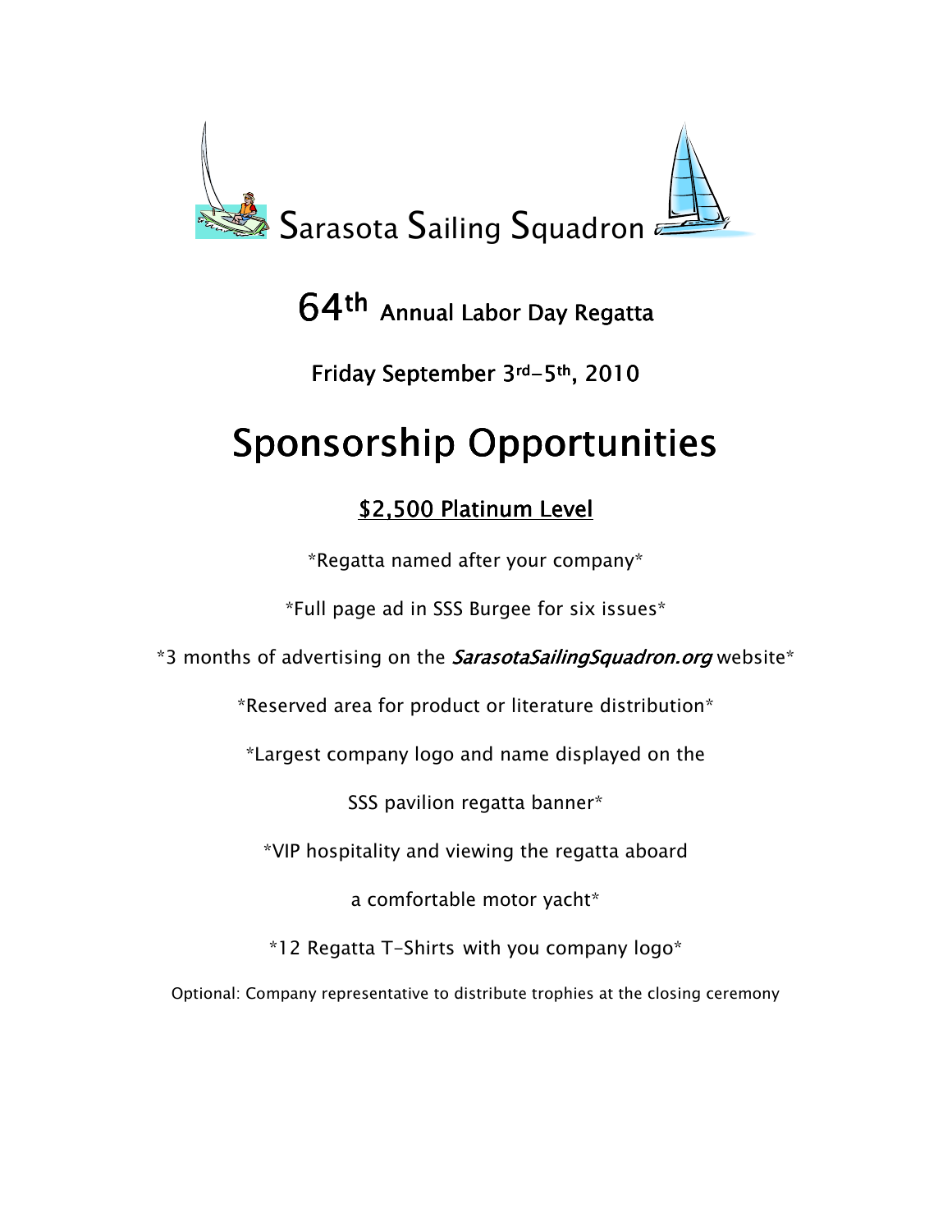# Sarasota Sailing Squadron

## 64th Annual Labor Day Regatta

Friday September 3rd–5th, 2010

# Sponsorship Opportunities

## $2,500 Platinum Level

*Regatta named after your company*

*Full page ad in SSS Burgee for six issues*

*3 months of advertising on the *SarasotaSailingSquadron.org* website*

*Reserved area for product or literature distribution*

*Largest company logo and name displayed on the SSS pavilion regatta banner*

*VIP hospitality and viewing the regatta aboard a comfortable motor yacht*

*12 Regatta T-Shirts with you company logo*

Optional: Company representative to distribute trophies at the closing ceremony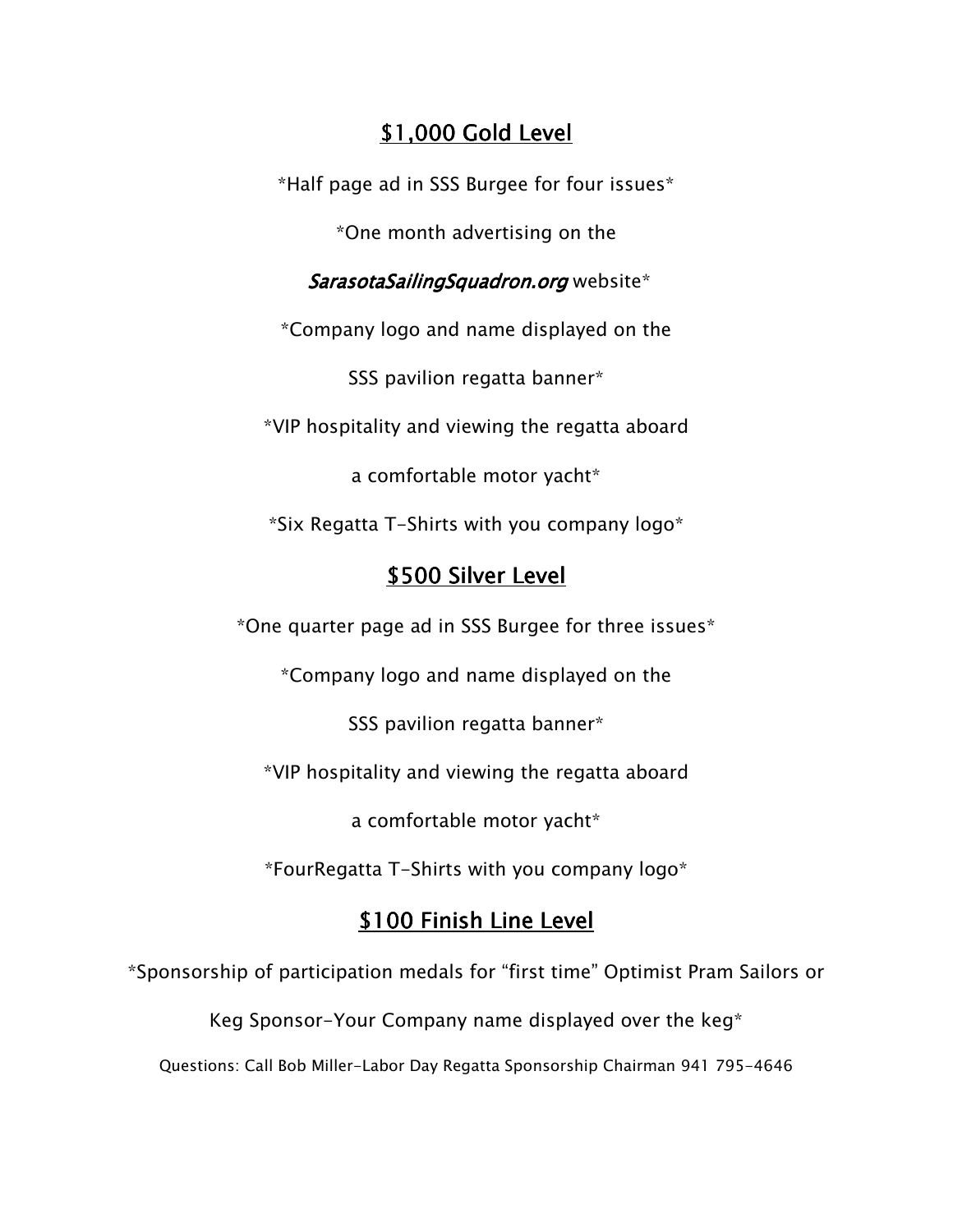## $1,000 Gold Level

*Half page ad in SSS Burgee for four issues*

*One month advertising on the

*SarasotaSailingSquadron.org* website*

*Company logo and name displayed on the

SSS pavilion regatta banner*

*VIP hospitality and viewing the regatta aboard

a comfortable motor yacht*

*Six Regatta T-Shirts with you company logo*

## $500 Silver Level

*One quarter page ad in SSS Burgee for three issues*

*Company logo and name displayed on the

SSS pavilion regatta banner*

*VIP hospitality and viewing the regatta aboard

a comfortable motor yacht*

*FourRegatta T-Shirts with you company logo*

## $100 Finish Line Level

*Sponsorship of participation medals for "first time" Optimist Pram Sailors or

Keg Sponsor-Your Company name displayed over the keg*

Questions: Call Bob Miller-Labor Day Regatta Sponsorship Chairman 941 795-4646